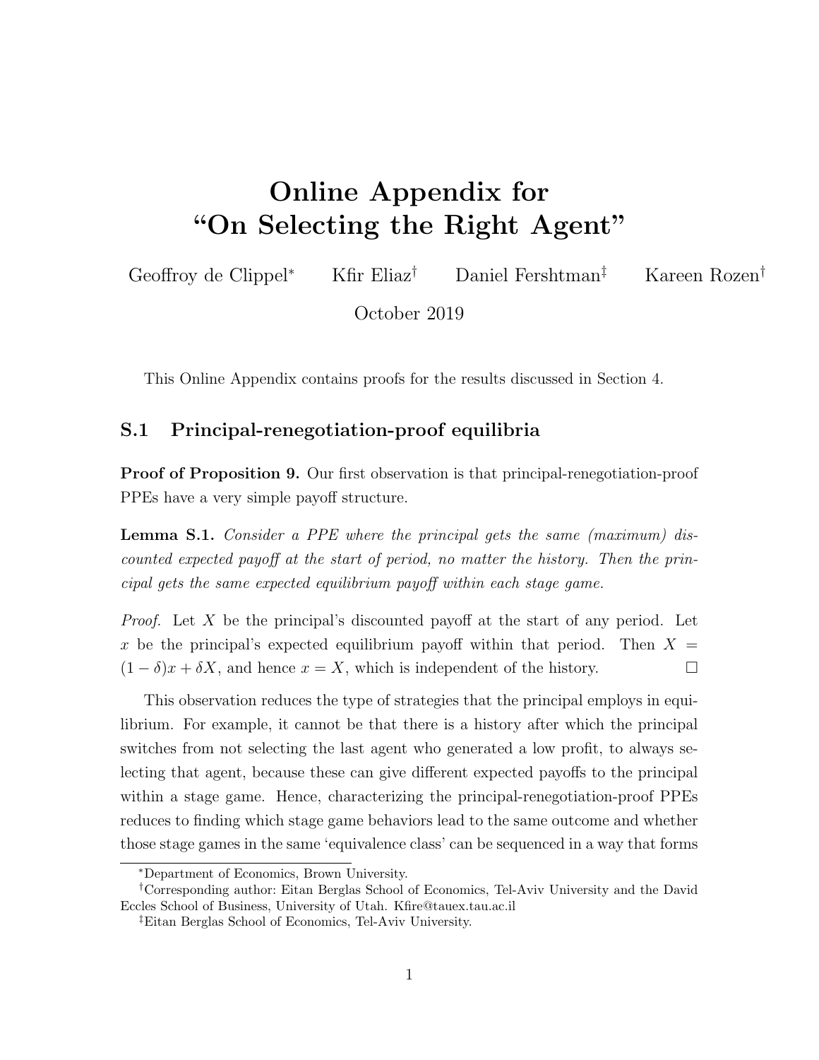# Online Appendix for "On Selecting the Right Agent"

Geoffroy de Clippel* Kfir Eliaz† Daniel Fershtman‡ Kareen Rozen†

October 2019

This Online Appendix contains proofs for the results discussed in Section 4.

## S.1 Principal-renegotiation-proof equilibria

**Proof of Proposition 9.** Our first observation is that principal-renegotiation-proof PPEs have a very simple payoff structure.

**Lemma S.1.** *Consider a PPE where the principal gets the same (maximum) discounted expected payoff at the start of period, no matter the history. Then the principal gets the same expected equilibrium payoff within each stage game.*

*Proof.* Let $X$ be the principal's discounted payoff at the start of any period. Let $x$ be the principal's expected equilibrium payoff within that period. Then $X = (1-\delta)x + \delta X$, and hence $x = X$, which is independent of the history. □

This observation reduces the type of strategies that the principal employs in equilibrium. For example, it cannot be that there is a history after which the principal switches from not selecting the last agent who generated a low profit, to always selecting that agent, because these can give different expected payoffs to the principal within a stage game. Hence, characterizing the principal-renegotiation-proof PPEs reduces to finding which stage game behaviors lead to the same outcome and whether those stage games in the same 'equivalence class' can be sequenced in a way that forms

*Department of Economics, Brown University.

†Corresponding author: Eitan Berglas School of Economics, Tel-Aviv University and the David Eccles School of Business, University of Utah. Kfire@tauex.tau.ac.il

‡Eitan Berglas School of Economics, Tel-Aviv University.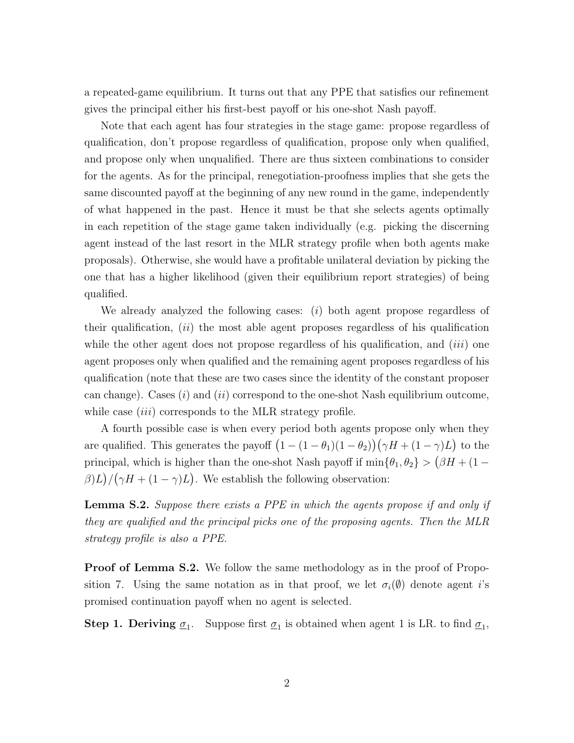a repeated-game equilibrium. It turns out that any PPE that satisfies our refinement gives the principal either his first-best payoff or his one-shot Nash payoff.

Note that each agent has four strategies in the stage game: propose regardless of qualification, don't propose regardless of qualification, propose only when qualified, and propose only when unqualified. There are thus sixteen combinations to consider for the agents. As for the principal, renegotiation-proofness implies that she gets the same discounted payoff at the beginning of any new round in the game, independently of what happened in the past. Hence it must be that she selects agents optimally in each repetition of the stage game taken individually (e.g. picking the discerning agent instead of the last resort in the MLR strategy profile when both agents make proposals). Otherwise, she would have a profitable unilateral deviation by picking the one that has a higher likelihood (given their equilibrium report strategies) of being qualified.

We already analyzed the following cases: $(i)$ both agent propose regardless of their qualification, $(ii)$ the most able agent proposes regardless of his qualification while the other agent does not propose regardless of his qualification, and $(iii)$ one agent proposes only when qualified and the remaining agent proposes regardless of his qualification (note that these are two cases since the identity of the constant proposer can change). Cases $(i)$ and $(ii)$ correspond to the one-shot Nash equilibrium outcome, while case $(iii)$ corresponds to the MLR strategy profile.

A fourth possible case is when every period both agents propose only when they are qualified. This generates the payoff $\big(1-(1-\theta_1)(1-\theta_2)\big)\big(\gamma H+(1-\gamma)L\big)$ to the principal, which is higher than the one-shot Nash payoff if $\min\{\theta_1,\theta_2\} > \big(\beta H+(1-\beta)L\big)/\big(\gamma H+(1-\gamma)L\big)$. We establish the following observation:

**Lemma S.2.** *Suppose there exists a PPE in which the agents propose if and only if they are qualified and the principal picks one of the proposing agents. Then the MLR strategy profile is also a PPE.*

**Proof of Lemma S.2.** We follow the same methodology as in the proof of Proposition 7. Using the same notation as in that proof, we let $\sigma_i(\emptyset)$ denote agent $i$'s promised continuation payoff when no agent is selected.

**Step 1. Deriving $\underline{\sigma}_1$.** Suppose first $\underline{\sigma}_1$ is obtained when agent 1 is LR. to find $\underline{\sigma}_1$,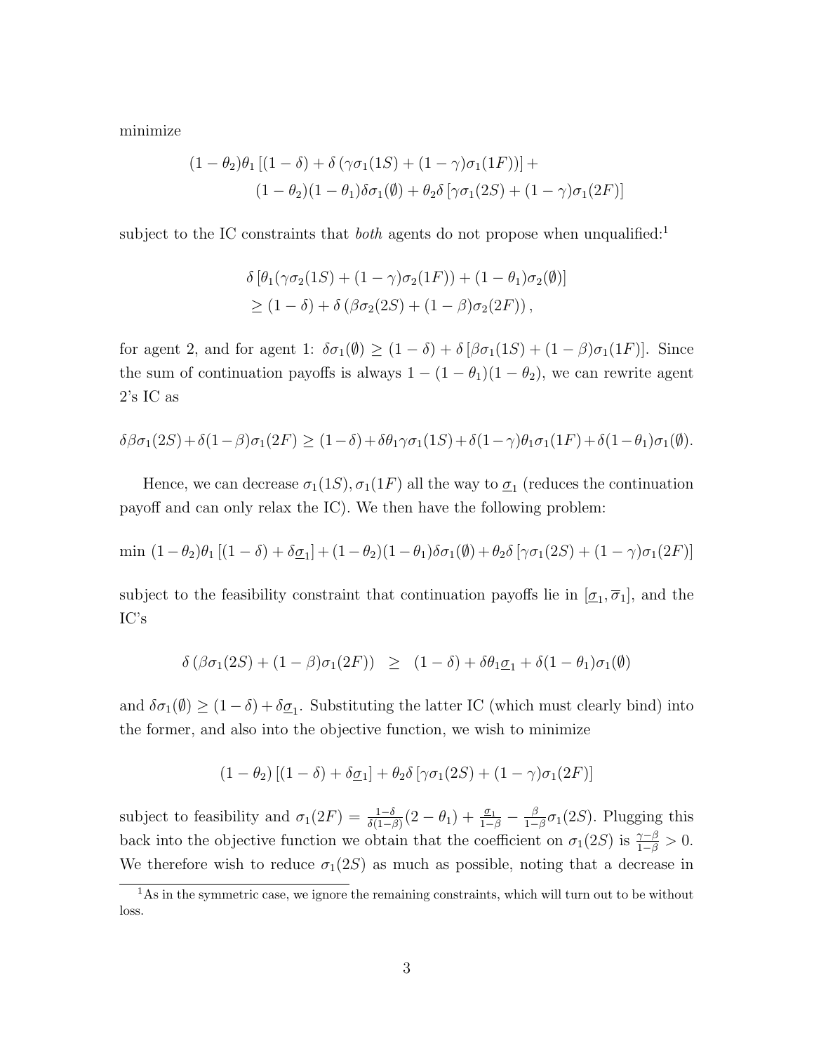minimize

$$(1-\theta_2)\theta_1\left[(1-\delta)+\delta\left(\gamma\sigma_1(1S)+(1-\gamma)\sigma_1(1F)\right)\right]+$$
$$(1-\theta_2)(1-\theta_1)\delta\sigma_1(\emptyset)+\theta_2\delta\left[\gamma\sigma_1(2S)+(1-\gamma)\sigma_1(2F)\right]$$

subject to the IC constraints that *both* agents do not propose when unqualified:[1]

$$\delta\left[\theta_1(\gamma\sigma_2(1S)+(1-\gamma)\sigma_2(1F))+(1-\theta_1)\sigma_2(\emptyset)\right]$$
$$\geq(1-\delta)+\delta\left(\beta\sigma_2(2S)+(1-\beta)\sigma_2(2F)\right),$$

for agent 2, and for agent 1: $\delta\sigma_1(\emptyset)\geq(1-\delta)+\delta\left[\beta\sigma_1(1S)+(1-\beta)\sigma_1(1F)\right]$. Since the sum of continuation payoffs is always $1-(1-\theta_1)(1-\theta_2)$, we can rewrite agent 2's IC as

$$\delta\beta\sigma_1(2S)+\delta(1-\beta)\sigma_1(2F)\geq(1-\delta)+\delta\theta_1\gamma\sigma_1(1S)+\delta(1-\gamma)\theta_1\sigma_1(1F)+\delta(1-\theta_1)\sigma_1(\emptyset).$$

Hence, we can decrease $\sigma_1(1S),\sigma_1(1F)$ all the way to $\underline{\sigma}_1$ (reduces the continuation payoff and can only relax the IC). We then have the following problem:

$$\min\ (1-\theta_2)\theta_1\left[(1-\delta)+\delta\underline{\sigma}_1\right]+(1-\theta_2)(1-\theta_1)\delta\sigma_1(\emptyset)+\theta_2\delta\left[\gamma\sigma_1(2S)+(1-\gamma)\sigma_1(2F)\right]$$

subject to the feasibility constraint that continuation payoffs lie in $[\underline{\sigma}_1,\overline{\sigma}_1]$, and the IC's

$$\delta\left(\beta\sigma_1(2S)+(1-\beta)\sigma_1(2F)\right)\ \geq\ (1-\delta)+\delta\theta_1\underline{\sigma}_1+\delta(1-\theta_1)\sigma_1(\emptyset)$$

and $\delta\sigma_1(\emptyset)\geq(1-\delta)+\delta\underline{\sigma}_1$. Substituting the latter IC (which must clearly bind) into the former, and also into the objective function, we wish to minimize

$$(1-\theta_2)\left[(1-\delta)+\delta\underline{\sigma}_1\right]+\theta_2\delta\left[\gamma\sigma_1(2S)+(1-\gamma)\sigma_1(2F)\right]$$

subject to feasibility and $\sigma_1(2F)=\frac{1-\delta}{\delta(1-\beta)}(2-\theta_1)+\frac{\underline{\sigma}_1}{1-\beta}-\frac{\beta}{1-\beta}\sigma_1(2S)$. Plugging this back into the objective function we obtain that the coefficient on $\sigma_1(2S)$ is $\frac{\gamma-\beta}{1-\beta}>0$. We therefore wish to reduce $\sigma_1(2S)$ as much as possible, noting that a decrease in

[1] As in the symmetric case, we ignore the remaining constraints, which will turn out to be without loss.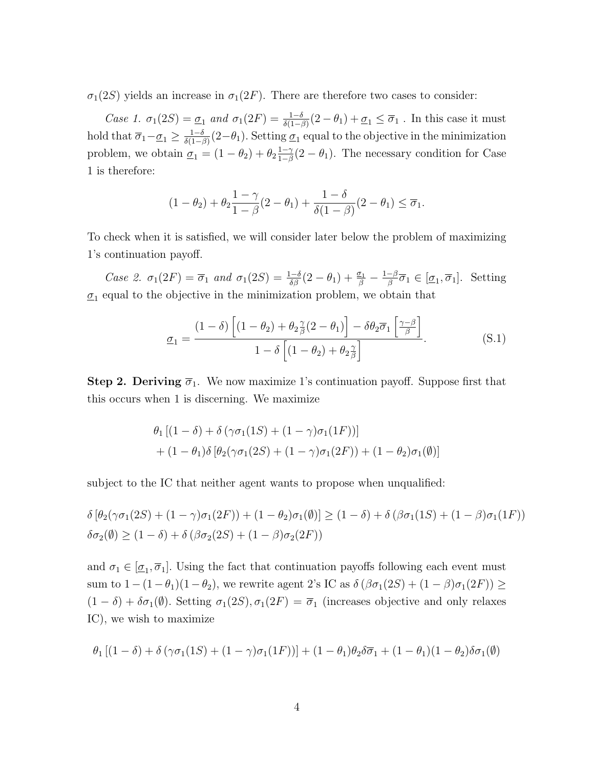$\sigma_1(2S)$ yields an increase in $\sigma_1(2F)$. There are therefore two cases to consider:

*Case 1.* $\sigma_1(2S) = \underline{\sigma}_1$ *and* $\sigma_1(2F) = \frac{1-\delta}{\delta(1-\beta)}(2-\theta_1) + \underline{\sigma}_1 \leq \overline{\sigma}_1$ . In this case it must hold that $\overline{\sigma}_1 - \underline{\sigma}_1 \geq \frac{1-\delta}{\delta(1-\beta)}(2-\theta_1)$. Setting $\underline{\sigma}_1$ equal to the objective in the minimization problem, we obtain $\underline{\sigma}_1 = (1-\theta_2) + \theta_2 \frac{1-\gamma}{1-\beta}(2-\theta_1)$. The necessary condition for Case 1 is therefore:

$$(1-\theta_2) + \theta_2 \frac{1-\gamma}{1-\beta}(2-\theta_1) + \frac{1-\delta}{\delta(1-\beta)}(2-\theta_1) \leq \overline{\sigma}_1.$$

To check when it is satisfied, we will consider later below the problem of maximizing 1's continuation payoff.

*Case 2.* $\sigma_1(2F) = \overline{\sigma}_1$ *and* $\sigma_1(2S) = \frac{1-\delta}{\delta\beta}(2-\theta_1) + \frac{\underline{\sigma}_1}{\beta} - \frac{1-\beta}{\beta}\overline{\sigma}_1 \in [\underline{\sigma}_1, \overline{\sigma}_1]$. Setting $\underline{\sigma}_1$ equal to the objective in the minimization problem, we obtain that

$$\underline{\sigma}_1 = \frac{(1-\delta)\left[(1-\theta_2) + \theta_2 \frac{\gamma}{\beta}(2-\theta_1)\right] - \delta\theta_2\overline{\sigma}_1\left[\frac{\gamma-\beta}{\beta}\right]}{1-\delta\left[(1-\theta_2) + \theta_2\frac{\gamma}{\beta}\right]}. \tag{S.1}$$

**Step 2. Deriving $\overline{\sigma}_1$.** We now maximize 1's continuation payoff. Suppose first that this occurs when 1 is discerning. We maximize

$$\begin{aligned}&\theta_1\left[(1-\delta) + \delta\left(\gamma\sigma_1(1S) + (1-\gamma)\sigma_1(1F)\right)\right] \\ &+ (1-\theta_1)\delta\left[\theta_2(\gamma\sigma_1(2S) + (1-\gamma)\sigma_1(2F)) + (1-\theta_2)\sigma_1(\emptyset)\right]\end{aligned}$$

subject to the IC that neither agent wants to propose when unqualified:

$$\delta\left[\theta_2(\gamma\sigma_1(2S) + (1-\gamma)\sigma_1(2F)) + (1-\theta_2)\sigma_1(\emptyset)\right] \geq (1-\delta) + \delta\left(\beta\sigma_1(1S) + (1-\beta)\sigma_1(1F)\right)$$
$$\delta\sigma_2(\emptyset) \geq (1-\delta) + \delta\left(\beta\sigma_2(2S) + (1-\beta)\sigma_2(2F)\right)$$

and $\sigma_1 \in [\underline{\sigma}_1, \overline{\sigma}_1]$. Using the fact that continuation payoffs following each event must sum to $1-(1-\theta_1)(1-\theta_2)$, we rewrite agent 2's IC as $\delta\left(\beta\sigma_1(2S) + (1-\beta)\sigma_1(2F)\right) \geq (1-\delta) + \delta\sigma_1(\emptyset)$. Setting $\sigma_1(2S), \sigma_1(2F) = \overline{\sigma}_1$ (increases objective and only relaxes IC), we wish to maximize

$$\theta_1\left[(1-\delta) + \delta\left(\gamma\sigma_1(1S) + (1-\gamma)\sigma_1(1F)\right)\right] + (1-\theta_1)\theta_2\delta\overline{\sigma}_1 + (1-\theta_1)(1-\theta_2)\delta\sigma_1(\emptyset)$$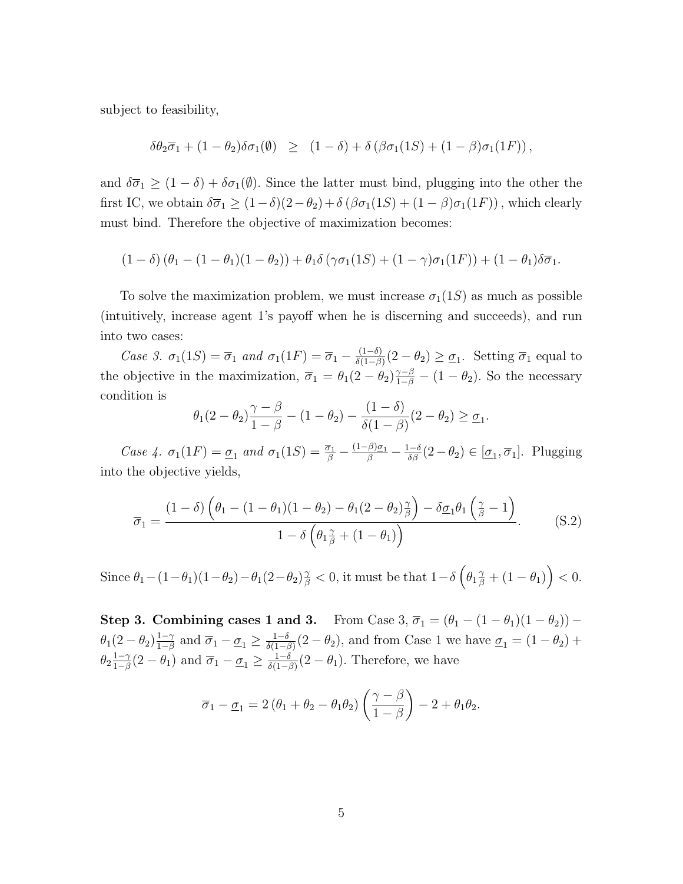subject to feasibility,

$$\delta\theta_2\overline{\sigma}_1 + (1-\theta_2)\delta\sigma_1(\emptyset) \quad \geq \quad (1-\delta) + \delta\left(\beta\sigma_1(1S) + (1-\beta)\sigma_1(1F)\right),$$

and $\delta\overline{\sigma}_1 \geq (1-\delta) + \delta\sigma_1(\emptyset)$. Since the latter must bind, plugging into the other the first IC, we obtain $\delta\overline{\sigma}_1 \geq (1-\delta)(2-\theta_2) + \delta\left(\beta\sigma_1(1S) + (1-\beta)\sigma_1(1F)\right)$, which clearly must bind. Therefore the objective of maximization becomes:

$$(1-\delta)\left(\theta_1 - (1-\theta_1)(1-\theta_2)\right) + \theta_1\delta\left(\gamma\sigma_1(1S) + (1-\gamma)\sigma_1(1F)\right) + (1-\theta_1)\delta\overline{\sigma}_1.$$

To solve the maximization problem, we must increase $\sigma_1(1S)$ as much as possible (intuitively, increase agent 1's payoff when he is discerning and succeeds), and run into two cases:

*Case 3. $\sigma_1(1S) = \overline{\sigma}_1$ and $\sigma_1(1F) = \overline{\sigma}_1 - \frac{(1-\delta)}{\delta(1-\beta)}(2-\theta_2) \geq \underline{\sigma}_1$.* Setting $\overline{\sigma}_1$ equal to the objective in the maximization, $\overline{\sigma}_1 = \theta_1(2-\theta_2)\frac{\gamma-\beta}{1-\beta} - (1-\theta_2)$. So the necessary condition is

$$\theta_1(2-\theta_2)\frac{\gamma-\beta}{1-\beta} - (1-\theta_2) - \frac{(1-\delta)}{\delta(1-\beta)}(2-\theta_2) \geq \underline{\sigma}_1.$$

*Case 4. $\sigma_1(1F) = \underline{\sigma}_1$ and $\sigma_1(1S) = \frac{\overline{\sigma}_1}{\beta} - \frac{(1-\beta)\underline{\sigma}_1}{\beta} - \frac{1-\delta}{\delta\beta}(2-\theta_2) \in [\underline{\sigma}_1, \overline{\sigma}_1]$.* Plugging into the objective yields,

$$\overline{\sigma}_1 = \frac{(1-\delta)\left(\theta_1 - (1-\theta_1)(1-\theta_2) - \theta_1(2-\theta_2)\frac{\gamma}{\beta}\right) - \delta\underline{\sigma}_1\theta_1\left(\frac{\gamma}{\beta} - 1\right)}{1 - \delta\left(\theta_1\frac{\gamma}{\beta} + (1-\theta_1)\right)}. \tag{S.2}$$

Since $\theta_1 - (1-\theta_1)(1-\theta_2) - \theta_1(2-\theta_2)\frac{\gamma}{\beta} < 0$, it must be that $1 - \delta\left(\theta_1\frac{\gamma}{\beta} + (1-\theta_1)\right) < 0$.

**Step 3. Combining cases 1 and 3.** From Case 3, $\overline{\sigma}_1 = (\theta_1 - (1-\theta_1)(1-\theta_2)) - \theta_1(2-\theta_2)\frac{1-\gamma}{1-\beta}$ and $\overline{\sigma}_1 - \underline{\sigma}_1 \geq \frac{1-\delta}{\delta(1-\beta)}(2-\theta_2)$, and from Case 1 we have $\underline{\sigma}_1 = (1-\theta_2) + \theta_2\frac{1-\gamma}{1-\beta}(2-\theta_1)$ and $\overline{\sigma}_1 - \underline{\sigma}_1 \geq \frac{1-\delta}{\delta(1-\beta)}(2-\theta_1)$. Therefore, we have

$$\overline{\sigma}_1 - \underline{\sigma}_1 = 2\left(\theta_1 + \theta_2 - \theta_1\theta_2\right)\left(\frac{\gamma-\beta}{1-\beta}\right) - 2 + \theta_1\theta_2.$$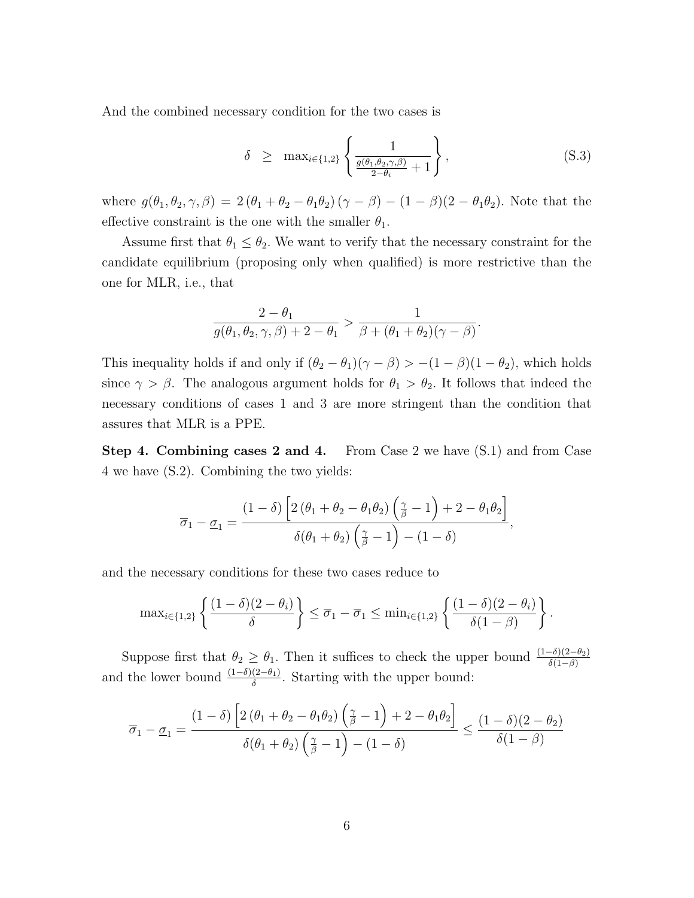And the combined necessary condition for the two cases is

$$\delta \;\; \geq \;\; \max_{i\in\{1,2\}} \left\{ \frac{1}{\frac{g(\theta_1,\theta_2,\gamma,\beta)}{2-\theta_i}+1} \right\}, \tag{S.3}$$

where $g(\theta_1, \theta_2, \gamma, \beta) = 2\left(\theta_1 + \theta_2 - \theta_1\theta_2\right)(\gamma - \beta) - (1-\beta)(2-\theta_1\theta_2)$. Note that the effective constraint is the one with the smaller $\theta_1$.

Assume first that $\theta_1 \leq \theta_2$. We want to verify that the necessary constraint for the candidate equilibrium (proposing only when qualified) is more restrictive than the one for MLR, i.e., that

$$\frac{2-\theta_1}{g(\theta_1,\theta_2,\gamma,\beta)+2-\theta_1} > \frac{1}{\beta+(\theta_1+\theta_2)(\gamma-\beta)}.$$

This inequality holds if and only if $(\theta_2-\theta_1)(\gamma-\beta) > -(1-\beta)(1-\theta_2)$, which holds since $\gamma > \beta$. The analogous argument holds for $\theta_1 > \theta_2$. It follows that indeed the necessary conditions of cases 1 and 3 are more stringent than the condition that assures that MLR is a PPE.

**Step 4. Combining cases 2 and 4.** From Case 2 we have (S.1) and from Case 4 we have (S.2). Combining the two yields:

$$\overline{\sigma}_1 - \underline{\sigma}_1 = \frac{(1-\delta)\left[2\left(\theta_1+\theta_2-\theta_1\theta_2\right)\left(\frac{\gamma}{\beta}-1\right)+2-\theta_1\theta_2\right]}{\delta(\theta_1+\theta_2)\left(\frac{\gamma}{\beta}-1\right)-(1-\delta)},$$

and the necessary conditions for these two cases reduce to

$$\max_{i\in\{1,2\}}\left\{\frac{(1-\delta)(2-\theta_i)}{\delta}\right\} \leq \overline{\sigma}_1 - \overline{\sigma}_1 \leq \min_{i\in\{1,2\}}\left\{\frac{(1-\delta)(2-\theta_i)}{\delta(1-\beta)}\right\}.$$

Suppose first that $\theta_2 \geq \theta_1$. Then it suffices to check the upper bound $\frac{(1-\delta)(2-\theta_2)}{\delta(1-\beta)}$ and the lower bound $\frac{(1-\delta)(2-\theta_1)}{\delta}$. Starting with the upper bound:

$$\overline{\sigma}_1 - \underline{\sigma}_1 = \frac{(1-\delta)\left[2\left(\theta_1+\theta_2-\theta_1\theta_2\right)\left(\frac{\gamma}{\beta}-1\right)+2-\theta_1\theta_2\right]}{\delta(\theta_1+\theta_2)\left(\frac{\gamma}{\beta}-1\right)-(1-\delta)} \leq \frac{(1-\delta)(2-\theta_2)}{\delta(1-\beta)}$$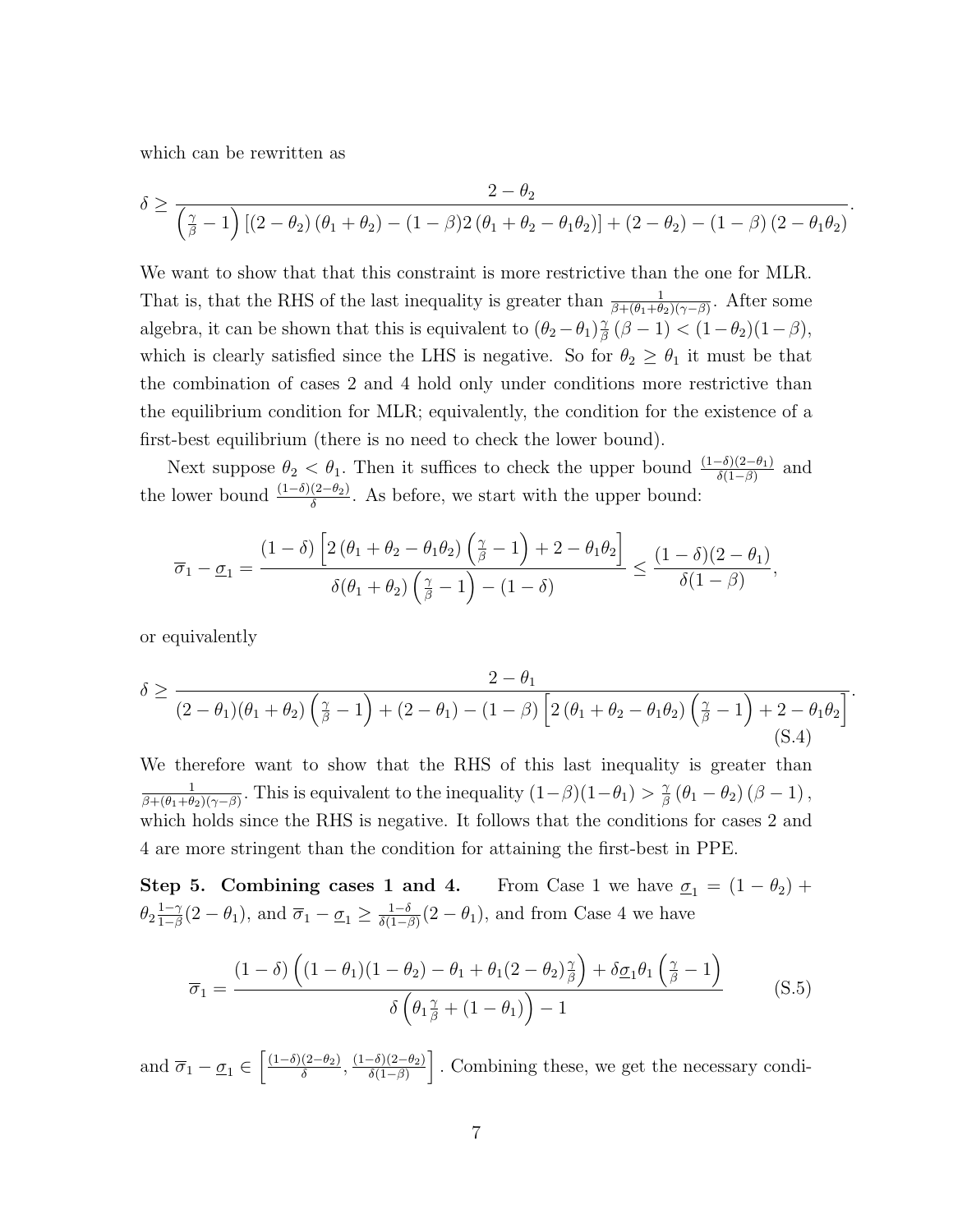which can be rewritten as

$$\delta \geq \frac{2-\theta_2}{\left(\frac{\gamma}{\beta}-1\right)\left[(2-\theta_2)(\theta_1+\theta_2)-(1-\beta)2(\theta_1+\theta_2-\theta_1\theta_2)\right]+(2-\theta_2)-(1-\beta)(2-\theta_1\theta_2)}.$$

We want to show that that this constraint is more restrictive than the one for MLR. That is, that the RHS of the last inequality is greater than $\frac{1}{\beta+(\theta_1+\theta_2)(\gamma-\beta)}$. After some algebra, it can be shown that this is equivalent to $(\theta_2-\theta_1)\frac{\gamma}{\beta}(\beta-1)<(1-\theta_2)(1-\beta)$, which is clearly satisfied since the LHS is negative. So for $\theta_2 \geq \theta_1$ it must be that the combination of cases 2 and 4 hold only under conditions more restrictive than the equilibrium condition for MLR; equivalently, the condition for the existence of a first-best equilibrium (there is no need to check the lower bound).

Next suppose $\theta_2 < \theta_1$. Then it suffices to check the upper bound $\frac{(1-\delta)(2-\theta_1)}{\delta(1-\beta)}$ and the lower bound $\frac{(1-\delta)(2-\theta_2)}{\delta}$. As before, we start with the upper bound:

$$\overline{\sigma}_1-\underline{\sigma}_1=\frac{(1-\delta)\left[2(\theta_1+\theta_2-\theta_1\theta_2)\left(\frac{\gamma}{\beta}-1\right)+2-\theta_1\theta_2\right]}{\delta(\theta_1+\theta_2)\left(\frac{\gamma}{\beta}-1\right)-(1-\delta)} \leq \frac{(1-\delta)(2-\theta_1)}{\delta(1-\beta)},$$

or equivalently

$$\delta \geq \frac{2-\theta_1}{(2-\theta_1)(\theta_1+\theta_2)\left(\frac{\gamma}{\beta}-1\right)+(2-\theta_1)-(1-\beta)\left[2(\theta_1+\theta_2-\theta_1\theta_2)\left(\frac{\gamma}{\beta}-1\right)+2-\theta_1\theta_2\right]}. \tag{S.4}$$

We therefore want to show that the RHS of this last inequality is greater than $\frac{1}{\beta+(\theta_1+\theta_2)(\gamma-\beta)}$. This is equivalent to the inequality $(1-\beta)(1-\theta_1)>\frac{\gamma}{\beta}(\theta_1-\theta_2)(\beta-1)$, which holds since the RHS is negative. It follows that the conditions for cases 2 and 4 are more stringent than the condition for attaining the first-best in PPE.

**Step 5. Combining cases 1 and 4.** From Case 1 we have $\underline{\sigma}_1=(1-\theta_2)+\theta_2\frac{1-\gamma}{1-\beta}(2-\theta_1)$, and $\overline{\sigma}_1-\underline{\sigma}_1 \geq \frac{1-\delta}{\delta(1-\beta)}(2-\theta_1)$, and from Case 4 we have

$$\overline{\sigma}_1=\frac{(1-\delta)\left((1-\theta_1)(1-\theta_2)-\theta_1+\theta_1(2-\theta_2)\frac{\gamma}{\beta}\right)+\delta\underline{\sigma}_1\theta_1\left(\frac{\gamma}{\beta}-1\right)}{\delta\left(\theta_1\frac{\gamma}{\beta}+(1-\theta_1)\right)-1} \tag{S.5}$$

and $\overline{\sigma}_1-\underline{\sigma}_1 \in \left[\frac{(1-\delta)(2-\theta_2)}{\delta}, \frac{(1-\delta)(2-\theta_2)}{\delta(1-\beta)}\right]$. Combining these, we get the necessary condi-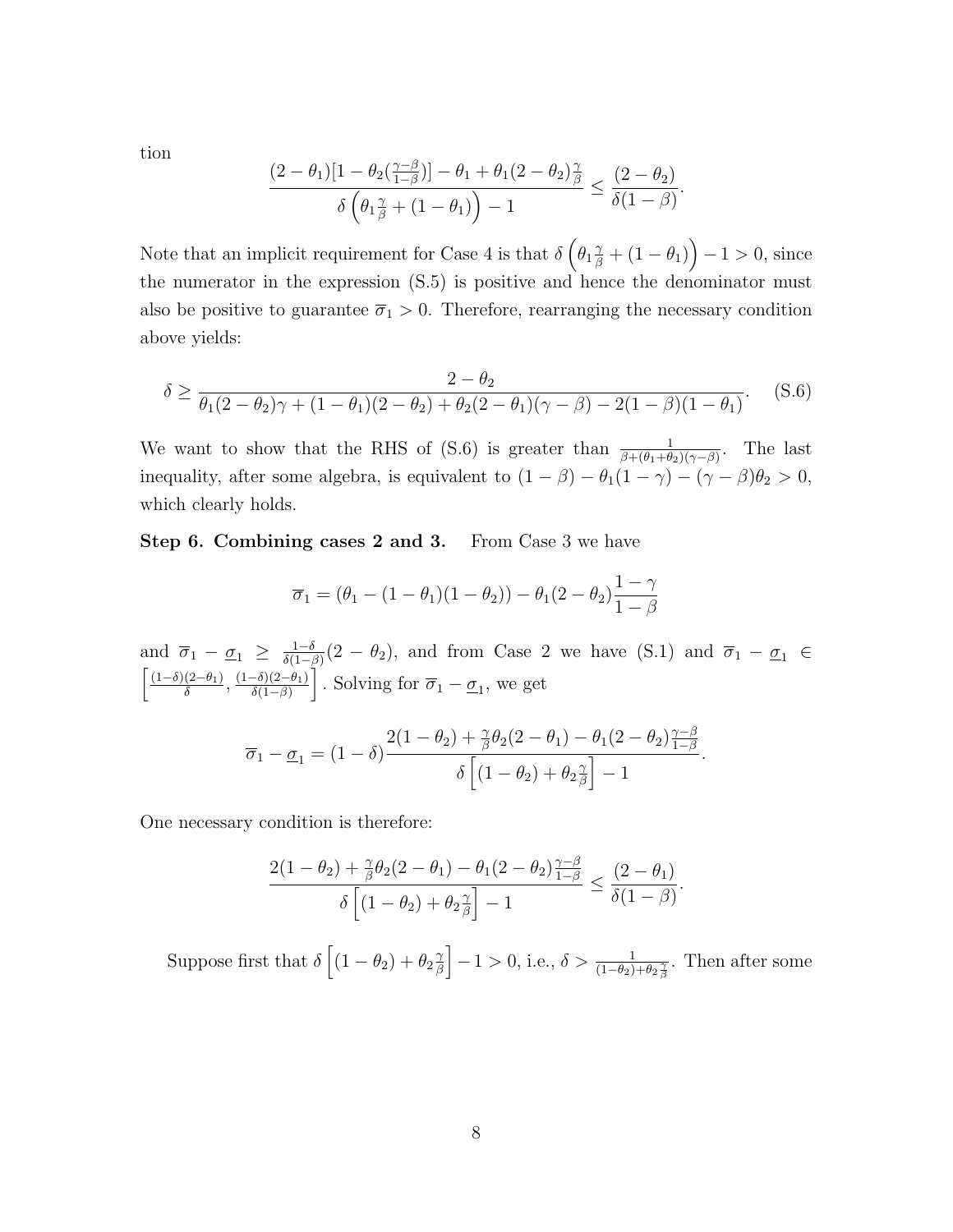tion

$$\frac{(2-\theta_1)[1-\theta_2(\frac{\gamma-\beta}{1-\beta})]-\theta_1+\theta_1(2-\theta_2)\frac{\gamma}{\beta}}{\delta\left(\theta_1\frac{\gamma}{\beta}+(1-\theta_1)\right)-1}\le\frac{(2-\theta_2)}{\delta(1-\beta)}.$$

Note that an implicit requirement for Case 4 is that $\delta\left(\theta_1\frac{\gamma}{\beta}+(1-\theta_1)\right)-1>0$, since the numerator in the expression (S.5) is positive and hence the denominator must also be positive to guarantee $\overline{\sigma}_1>0$. Therefore, rearranging the necessary condition above yields:

$$\delta\ge\frac{2-\theta_2}{\theta_1(2-\theta_2)\gamma+(1-\theta_1)(2-\theta_2)+\theta_2(2-\theta_1)(\gamma-\beta)-2(1-\beta)(1-\theta_1)}. \quad \text{(S.6)}$$

We want to show that the RHS of (S.6) is greater than $\frac{1}{\beta+(\theta_1+\theta_2)(\gamma-\beta)}$. The last inequality, after some algebra, is equivalent to $(1-\beta)-\theta_1(1-\gamma)-(\gamma-\beta)\theta_2>0$, which clearly holds.

**Step 6. Combining cases 2 and 3.** From Case 3 we have

$$\overline{\sigma}_1=(\theta_1-(1-\theta_1)(1-\theta_2))-\theta_1(2-\theta_2)\frac{1-\gamma}{1-\beta}$$

and $\overline{\sigma}_1-\underline{\sigma}_1\ge\frac{1-\delta}{\delta(1-\beta)}(2-\theta_2)$, and from Case 2 we have (S.1) and $\overline{\sigma}_1-\underline{\sigma}_1\in\left[\frac{(1-\delta)(2-\theta_1)}{\delta},\frac{(1-\delta)(2-\theta_1)}{\delta(1-\beta)}\right]$. Solving for $\overline{\sigma}_1-\underline{\sigma}_1$, we get

$$\overline{\sigma}_1-\underline{\sigma}_1=(1-\delta)\frac{2(1-\theta_2)+\frac{\gamma}{\beta}\theta_2(2-\theta_1)-\theta_1(2-\theta_2)\frac{\gamma-\beta}{1-\beta}}{\delta\left[(1-\theta_2)+\theta_2\frac{\gamma}{\beta}\right]-1}.$$

One necessary condition is therefore:

$$\frac{2(1-\theta_2)+\frac{\gamma}{\beta}\theta_2(2-\theta_1)-\theta_1(2-\theta_2)\frac{\gamma-\beta}{1-\beta}}{\delta\left[(1-\theta_2)+\theta_2\frac{\gamma}{\beta}\right]-1}\le\frac{(2-\theta_1)}{\delta(1-\beta)}.$$

Suppose first that $\delta\left[(1-\theta_2)+\theta_2\frac{\gamma}{\beta}\right]-1>0$, i.e., $\delta>\frac{1}{(1-\theta_2)+\theta_2\frac{\gamma}{\beta}}$. Then after some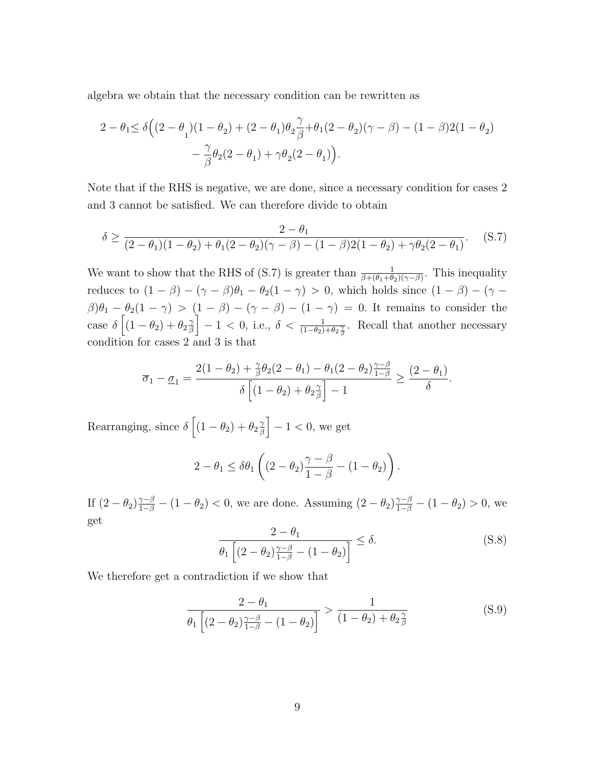algebra we obtain that the necessary condition can be rewritten as

$$
\begin{aligned}
2-\theta_1 \leq \delta\Big((2-\theta_1)(1-\theta_2)+(2-\theta_1)\theta_2\frac{\gamma}{\beta}+\theta_1(2-\theta_2)(\gamma-\beta)-(1-\beta)2(1-\theta_2) \\
-\frac{\gamma}{\beta}\theta_2(2-\theta_1)+\gamma\theta_2(2-\theta_1)\Big).
\end{aligned}
$$

Note that if the RHS is negative, we are done, since a necessary condition for cases 2 and 3 cannot be satisfied. We can therefore divide to obtain

$$
\delta \geq \frac{2-\theta_1}{(2-\theta_1)(1-\theta_2)+\theta_1(2-\theta_2)(\gamma-\beta)-(1-\beta)2(1-\theta_2)+\gamma\theta_2(2-\theta_1)}. \quad \text{(S.7)}
$$

We want to show that the RHS of (S.7) is greater than $\frac{1}{\beta+(\theta_1+\theta_2)(\gamma-\beta)}$. This inequality reduces to $(1-\beta)-(\gamma-\beta)\theta_1-\theta_2(1-\gamma)>0$, which holds since $(1-\beta)-(\gamma-\beta)\theta_1-\theta_2(1-\gamma) > (1-\beta)-(\gamma-\beta)-(1-\gamma) = 0$. It remains to consider the case $\delta\left[(1-\theta_2)+\theta_2\frac{\gamma}{\beta}\right]-1<0$, i.e., $\delta<\frac{1}{(1-\theta_2)+\theta_2\frac{\gamma}{\beta}}$. Recall that another necessary condition for cases 2 and 3 is that

$$
\overline{\sigma}_1-\underline{\sigma}_1 = \frac{2(1-\theta_2)+\frac{\gamma}{\beta}\theta_2(2-\theta_1)-\theta_1(2-\theta_2)\frac{\gamma-\beta}{1-\beta}}{\delta\left[(1-\theta_2)+\theta_2\frac{\gamma}{\beta}\right]-1} \geq \frac{(2-\theta_1)}{\delta}.
$$

Rearranging, since $\delta\left[(1-\theta_2)+\theta_2\frac{\gamma}{\beta}\right]-1<0$, we get

$$
2-\theta_1 \leq \delta\theta_1\left((2-\theta_2)\frac{\gamma-\beta}{1-\beta}-(1-\theta_2)\right).
$$

If $(2-\theta_2)\frac{\gamma-\beta}{1-\beta}-(1-\theta_2)<0$, we are done. Assuming $(2-\theta_2)\frac{\gamma-\beta}{1-\beta}-(1-\theta_2)>0$, we get

$$
\frac{2-\theta_1}{\theta_1\left[(2-\theta_2)\frac{\gamma-\beta}{1-\beta}-(1-\theta_2)\right]} \leq \delta. \quad \text{(S.8)}
$$

We therefore get a contradiction if we show that

$$
\frac{2-\theta_1}{\theta_1\left[(2-\theta_2)\frac{\gamma-\beta}{1-\beta}-(1-\theta_2)\right]} > \frac{1}{(1-\theta_2)+\theta_2\frac{\gamma}{\beta}} \quad \text{(S.9)}
$$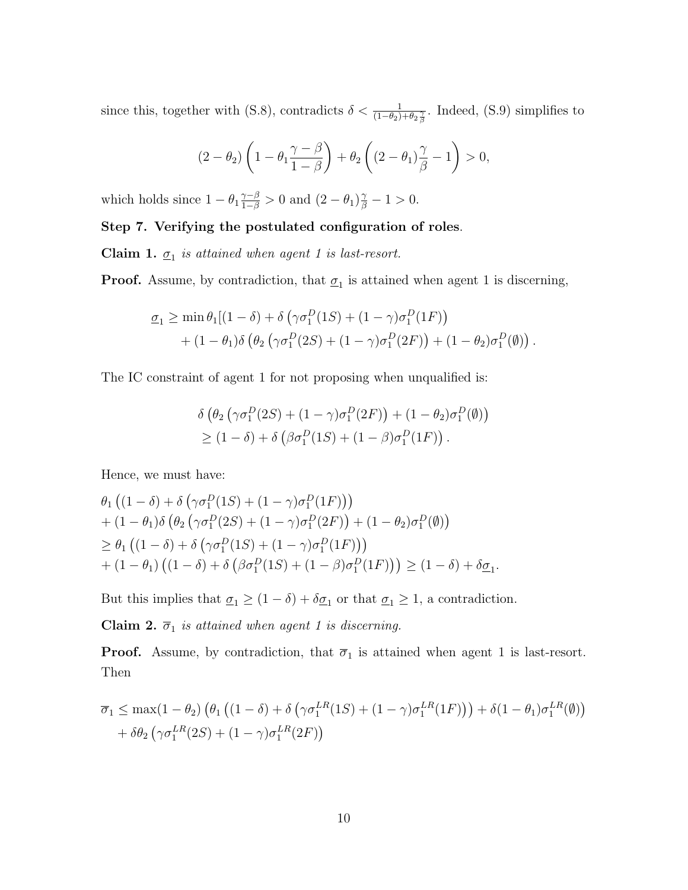since this, together with (S.8), contradicts $\delta < \frac{1}{(1-\theta_2)+\theta_2\frac{\gamma}{\beta}}$. Indeed, (S.9) simplifies to

$$(2-\theta_2)\left(1-\theta_1\frac{\gamma-\beta}{1-\beta}\right)+\theta_2\left((2-\theta_1)\frac{\gamma}{\beta}-1\right)>0,$$

which holds since $1-\theta_1\frac{\gamma-\beta}{1-\beta}>0$ and $(2-\theta_1)\frac{\gamma}{\beta}-1>0$.

**Step 7. Verifying the postulated configuration of roles**.

**Claim 1.** *$\underline{\sigma}_1$ is attained when agent 1 is last-resort.*

**Proof.** Assume, by contradiction, that $\underline{\sigma}_1$ is attained when agent 1 is discerning,

$$\begin{aligned}\underline{\sigma}_1 \geq \min \theta_1[(1-\delta)+\delta\left(\gamma\sigma_1^D(1S)+(1-\gamma)\sigma_1^D(1F)\right)\\ +(1-\theta_1)\delta\left(\theta_2\left(\gamma\sigma_1^D(2S)+(1-\gamma)\sigma_1^D(2F)\right)+(1-\theta_2)\sigma_1^D(\emptyset)\right).\end{aligned}$$

The IC constraint of agent 1 for not proposing when unqualified is:

$$\begin{aligned}&\delta\left(\theta_2\left(\gamma\sigma_1^D(2S)+(1-\gamma)\sigma_1^D(2F)\right)+(1-\theta_2)\sigma_1^D(\emptyset)\right)\\ &\geq(1-\delta)+\delta\left(\beta\sigma_1^D(1S)+(1-\beta)\sigma_1^D(1F)\right).\end{aligned}$$

Hence, we must have:

$$\begin{aligned}&\theta_1\left((1-\delta)+\delta\left(\gamma\sigma_1^D(1S)+(1-\gamma)\sigma_1^D(1F)\right)\right)\\ &+(1-\theta_1)\delta\left(\theta_2\left(\gamma\sigma_1^D(2S)+(1-\gamma)\sigma_1^D(2F)\right)+(1-\theta_2)\sigma_1^D(\emptyset)\right)\\ &\geq\theta_1\left((1-\delta)+\delta\left(\gamma\sigma_1^D(1S)+(1-\gamma)\sigma_1^D(1F)\right)\right)\\ &+(1-\theta_1)\left((1-\delta)+\delta\left(\beta\sigma_1^D(1S)+(1-\beta)\sigma_1^D(1F)\right)\right)\geq(1-\delta)+\delta\underline{\sigma}_1.\end{aligned}$$

But this implies that $\underline{\sigma}_1 \geq (1-\delta)+\delta\underline{\sigma}_1$ or that $\underline{\sigma}_1 \geq 1$, a contradiction.

**Claim 2.** *$\overline{\sigma}_1$ is attained when agent 1 is discerning.*

**Proof.** Assume, by contradiction, that $\overline{\sigma}_1$ is attained when agent 1 is last-resort. Then

$$\begin{aligned}\overline{\sigma}_1 \leq \max(1-\theta_2)\left(\theta_1\left((1-\delta)+\delta\left(\gamma\sigma_1^{LR}(1S)+(1-\gamma)\sigma_1^{LR}(1F)\right)\right)+\delta(1-\theta_1)\sigma_1^{LR}(\emptyset)\right)\\ +\delta\theta_2\left(\gamma\sigma_1^{LR}(2S)+(1-\gamma)\sigma_1^{LR}(2F)\right)\end{aligned}$$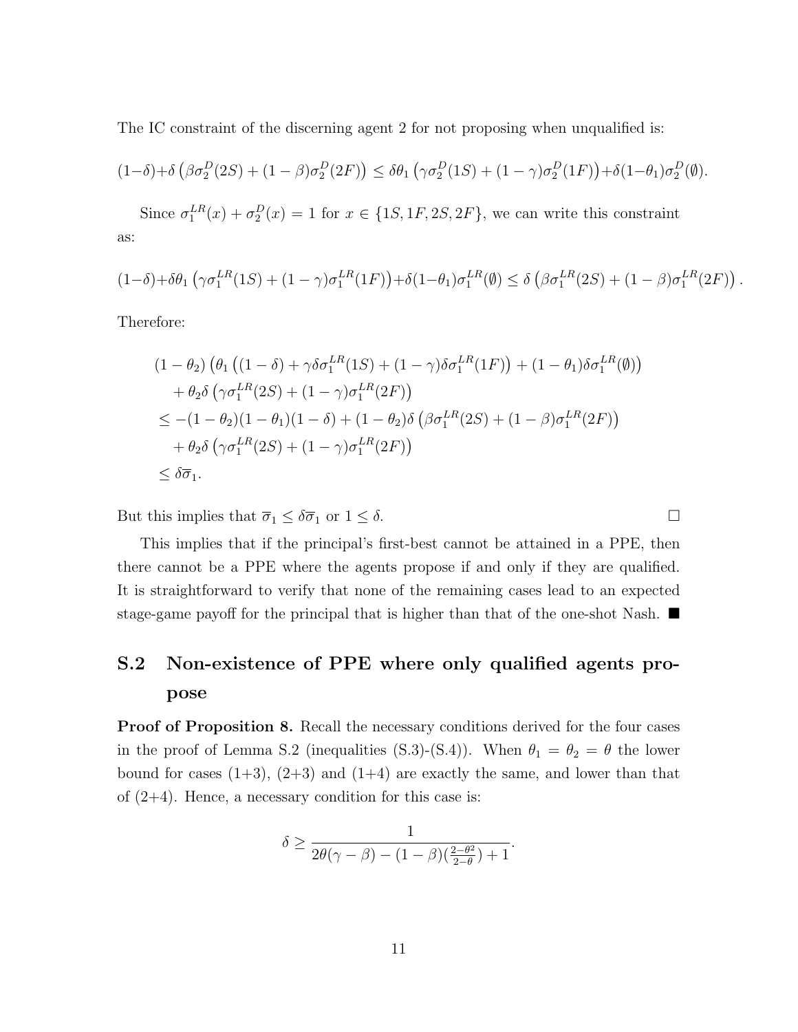The IC constraint of the discerning agent 2 for not proposing when unqualified is:

$$(1-\delta)+\delta\left(\beta\sigma_2^D(2S)+(1-\beta)\sigma_2^D(2F)\right)\leq\delta\theta_1\left(\gamma\sigma_2^D(1S)+(1-\gamma)\sigma_2^D(1F)\right)+\delta(1-\theta_1)\sigma_2^D(\emptyset).$$

Since $\sigma_1^{LR}(x)+\sigma_2^D(x)=1$ for $x\in\{1S,1F,2S,2F\}$, we can write this constraint as:

$$(1-\delta)+\delta\theta_1\left(\gamma\sigma_1^{LR}(1S)+(1-\gamma)\sigma_1^{LR}(1F)\right)+\delta(1-\theta_1)\sigma_1^{LR}(\emptyset)\leq\delta\left(\beta\sigma_1^{LR}(2S)+(1-\beta)\sigma_1^{LR}(2F)\right).$$

Therefore:

$$\begin{aligned}
&(1-\theta_2)\left(\theta_1\left((1-\delta)+\gamma\delta\sigma_1^{LR}(1S)+(1-\gamma)\delta\sigma_1^{LR}(1F)\right)+(1-\theta_1)\delta\sigma_1^{LR}(\emptyset)\right)\\
&\quad+\theta_2\delta\left(\gamma\sigma_1^{LR}(2S)+(1-\gamma)\sigma_1^{LR}(2F)\right)\\
&\leq-(1-\theta_2)(1-\theta_1)(1-\delta)+(1-\theta_2)\delta\left(\beta\sigma_1^{LR}(2S)+(1-\beta)\sigma_1^{LR}(2F)\right)\\
&\quad+\theta_2\delta\left(\gamma\sigma_1^{LR}(2S)+(1-\gamma)\sigma_1^{LR}(2F)\right)\\
&\leq\delta\overline{\sigma}_1.
\end{aligned}$$

But this implies that $\overline{\sigma}_1\leq\delta\overline{\sigma}_1$ or $1\leq\delta$. □

This implies that if the principal's first-best cannot be attained in a PPE, then there cannot be a PPE where the agents propose if and only if they are qualified. It is straightforward to verify that none of the remaining cases lead to an expected stage-game payoff for the principal that is higher than that of the one-shot Nash. ■

## S.2 Non-existence of PPE where only qualified agents propose

**Proof of Proposition 8.** Recall the necessary conditions derived for the four cases in the proof of Lemma S.2 (inequalities (S.3)-(S.4)). When $\theta_1=\theta_2=\theta$ the lower bound for cases (1+3), (2+3) and (1+4) are exactly the same, and lower than that of (2+4). Hence, a necessary condition for this case is:

$$\delta\geq\frac{1}{2\theta(\gamma-\beta)-(1-\beta)(\frac{2-\theta^2}{2-\theta})+1}.$$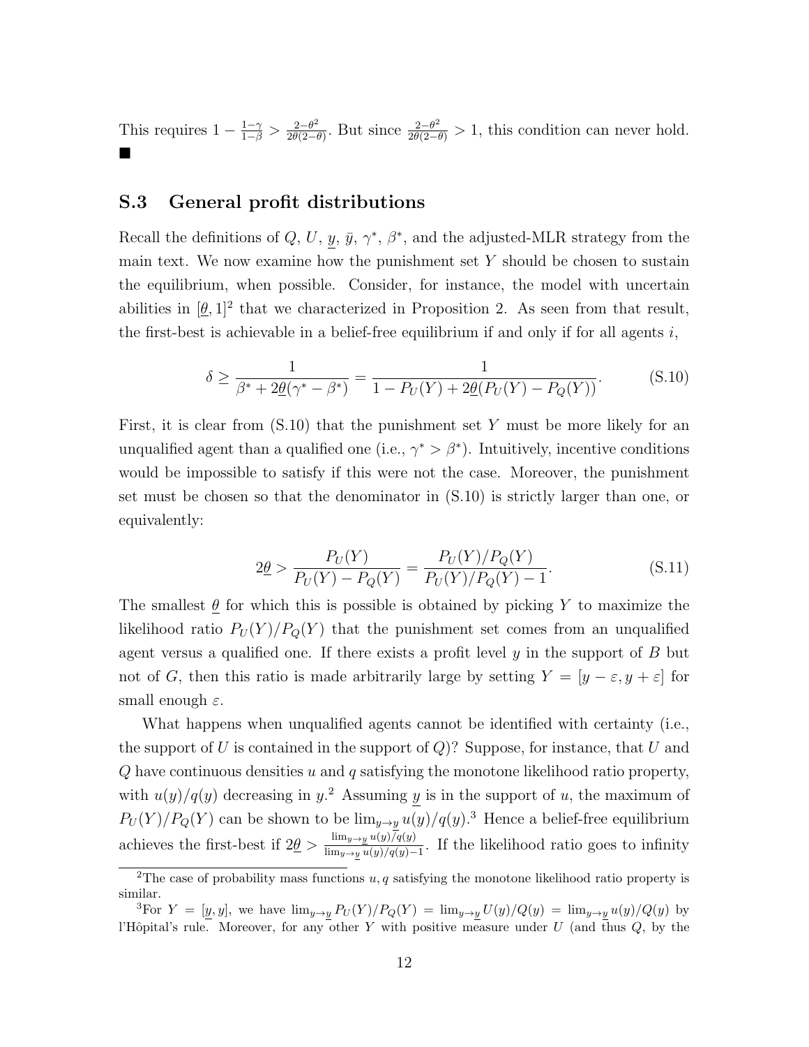This requires $1 - \frac{1-\gamma}{1-\beta} > \frac{2-\theta^2}{2\theta(2-\theta)}$. But since $\frac{2-\theta^2}{2\theta(2-\theta)} > 1$, this condition can never hold. ■

## S.3 General profit distributions

Recall the definitions of $Q$, $U$, $\underline{y}$, $\bar{y}$, $\gamma^*$, $\beta^*$, and the adjusted-MLR strategy from the main text. We now examine how the punishment set $Y$ should be chosen to sustain the equilibrium, when possible. Consider, for instance, the model with uncertain abilities in $[\underline{\theta}, 1]^2$ that we characterized in Proposition 2. As seen from that result, the first-best is achievable in a belief-free equilibrium if and only if for all agents $i$,

$$\delta \geq \frac{1}{\beta^* + 2\underline{\theta}(\gamma^* - \beta^*)} = \frac{1}{1 - P_U(Y) + 2\underline{\theta}(P_U(Y) - P_Q(Y))}. \tag{S.10}$$

First, it is clear from (S.10) that the punishment set $Y$ must be more likely for an unqualified agent than a qualified one (i.e., $\gamma^* > \beta^*$). Intuitively, incentive conditions would be impossible to satisfy if this were not the case. Moreover, the punishment set must be chosen so that the denominator in (S.10) is strictly larger than one, or equivalently:

$$2\underline{\theta} > \frac{P_U(Y)}{P_U(Y) - P_Q(Y)} = \frac{P_U(Y)/P_Q(Y)}{P_U(Y)/P_Q(Y) - 1}. \tag{S.11}$$

The smallest $\underline{\theta}$ for which this is possible is obtained by picking $Y$ to maximize the likelihood ratio $P_U(Y)/P_Q(Y)$ that the punishment set comes from an unqualified agent versus a qualified one. If there exists a profit level $y$ in the support of $B$ but not of $G$, then this ratio is made arbitrarily large by setting $Y = [y - \varepsilon, y + \varepsilon]$ for small enough $\varepsilon$.

What happens when unqualified agents cannot be identified with certainty (i.e., the support of $U$ is contained in the support of $Q$)? Suppose, for instance, that $U$ and $Q$ have continuous densities $u$ and $q$ satisfying the monotone likelihood ratio property, with $u(y)/q(y)$ decreasing in $y$.[2] Assuming $\underline{y}$ is in the support of $u$, the maximum of $P_U(Y)/P_Q(Y)$ can be shown to be $\lim_{y \to \underline{y}} u(y)/q(y)$.[3] Hence a belief-free equilibrium achieves the first-best if $2\underline{\theta} > \frac{\lim_{y \to \underline{y}} u(y)/q(y)}{\lim_{y \to \underline{y}} u(y)/q(y) - 1}$. If the likelihood ratio goes to infinity

[2] The case of probability mass functions $u, q$ satisfying the monotone likelihood ratio property is similar.

[3] For $Y = [\underline{y}, y]$, we have $\lim_{y \to \underline{y}} P_U(Y)/P_Q(Y) = \lim_{y \to \underline{y}} U(y)/Q(y) = \lim_{y \to \underline{y}} u(y)/Q(y)$ by l'Hôpital's rule. Moreover, for any other $Y$ with positive measure under $U$ (and thus $Q$, by the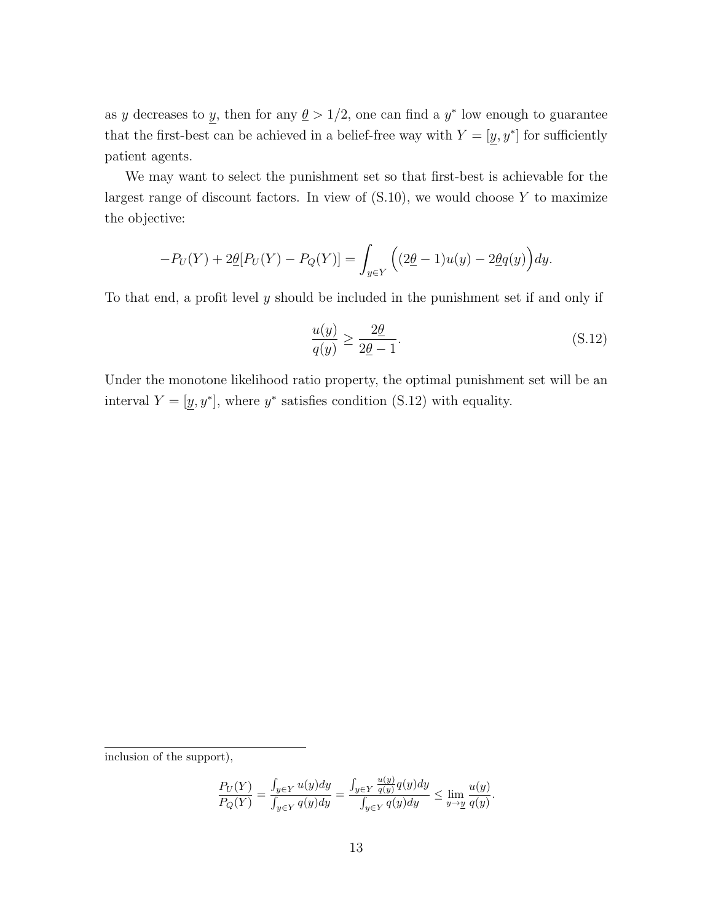as $y$ decreases to $\underline{y}$, then for any $\underline{\theta} > 1/2$, one can find a $y^*$ low enough to guarantee that the first-best can be achieved in a belief-free way with $Y = [\underline{y}, y^*]$ for sufficiently patient agents.

We may want to select the punishment set so that first-best is achievable for the largest range of discount factors. In view of (S.10), we would choose $Y$ to maximize the objective:

$$-P_U(Y) + 2\underline{\theta}[P_U(Y) - P_Q(Y)] = \int_{y \in Y} \Big( (2\underline{\theta} - 1)u(y) - 2\underline{\theta} q(y) \Big) dy.$$

To that end, a profit level $y$ should be included in the punishment set if and only if

$$\frac{u(y)}{q(y)} \geq \frac{2\underline{\theta}}{2\underline{\theta} - 1}. \tag{S.12}$$

Under the monotone likelihood ratio property, the optimal punishment set will be an interval $Y = [\underline{y}, y^*]$, where $y^*$ satisfies condition (S.12) with equality.

---

inclusion of the support),

$$\frac{P_U(Y)}{P_Q(Y)} = \frac{\int_{y \in Y} u(y) dy}{\int_{y \in Y} q(y) dy} = \frac{\int_{y \in Y} \frac{u(y)}{q(y)} q(y) dy}{\int_{y \in Y} q(y) dy} \leq \lim_{y \to \underline{y}} \frac{u(y)}{q(y)}.$$